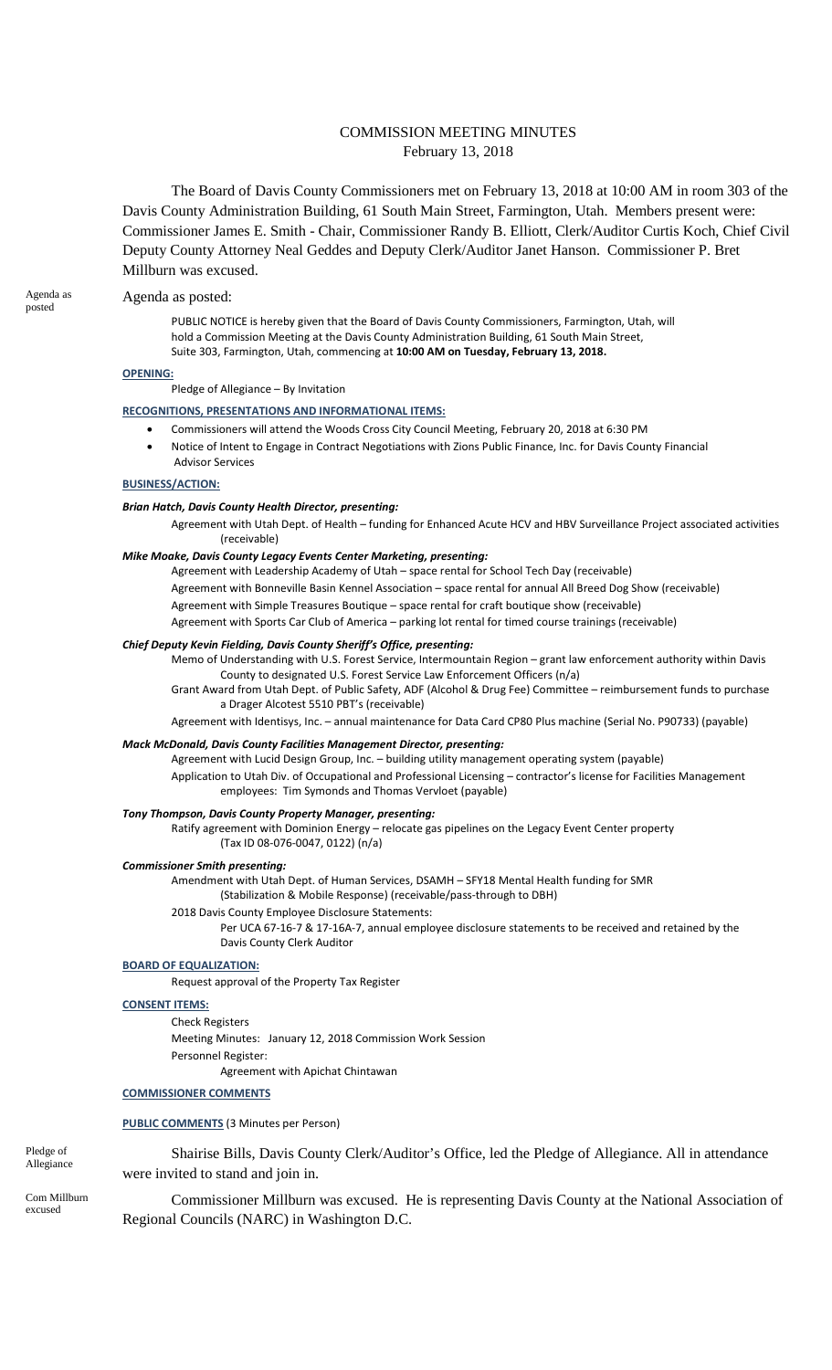# COMMISSION MEETING MINUTES
February 13, 2018

The Board of Davis County Commissioners met on February 13, 2018 at 10:00 AM in room 303 of the Davis County Administration Building, 61 South Main Street, Farmington, Utah. Members present were: Commissioner James E. Smith - Chair, Commissioner Randy B. Elliott, Clerk/Auditor Curtis Koch, Chief Civil Deputy County Attorney Neal Geddes and Deputy Clerk/Auditor Janet Hanson. Commissioner P. Bret Millburn was excused.

Agenda as posted

Agenda as posted:

PUBLIC NOTICE is hereby given that the Board of Davis County Commissioners, Farmington, Utah, will hold a Commission Meeting at the Davis County Administration Building, 61 South Main Street, Suite 303, Farmington, Utah, commencing at **10:00 AM on Tuesday, February 13, 2018.**

**OPENING:**

Pledge of Allegiance – By Invitation

**RECOGNITIONS, PRESENTATIONS AND INFORMATIONAL ITEMS:**

- Commissioners will attend the Woods Cross City Council Meeting, February 20, 2018 at 6:30 PM
- Notice of Intent to Engage in Contract Negotiations with Zions Public Finance, Inc. for Davis County Financial Advisor Services

**BUSINESS/ACTION:**

***Brian Hatch, Davis County Health Director, presenting:***

Agreement with Utah Dept. of Health – funding for Enhanced Acute HCV and HBV Surveillance Project associated activities (receivable)

***Mike Moake, Davis County Legacy Events Center Marketing, presenting:***

Agreement with Leadership Academy of Utah – space rental for School Tech Day (receivable)

Agreement with Bonneville Basin Kennel Association – space rental for annual All Breed Dog Show (receivable)

Agreement with Simple Treasures Boutique – space rental for craft boutique show (receivable)

Agreement with Sports Car Club of America – parking lot rental for timed course trainings (receivable)

***Chief Deputy Kevin Fielding, Davis County Sheriff's Office, presenting:***

Memo of Understanding with U.S. Forest Service, Intermountain Region – grant law enforcement authority within Davis County to designated U.S. Forest Service Law Enforcement Officers (n/a)

Grant Award from Utah Dept. of Public Safety, ADF (Alcohol & Drug Fee) Committee – reimbursement funds to purchase a Drager Alcotest 5510 PBT's (receivable)

Agreement with Identisys, Inc. – annual maintenance for Data Card CP80 Plus machine (Serial No. P90733) (payable)

***Mack McDonald, Davis County Facilities Management Director, presenting:***

Agreement with Lucid Design Group, Inc. – building utility management operating system (payable)

Application to Utah Div. of Occupational and Professional Licensing – contractor's license for Facilities Management employees: Tim Symonds and Thomas Vervloet (payable)

***Tony Thompson, Davis County Property Manager, presenting:***

Ratify agreement with Dominion Energy – relocate gas pipelines on the Legacy Event Center property (Tax ID 08-076-0047, 0122) (n/a)

***Commissioner Smith presenting:***

Amendment with Utah Dept. of Human Services, DSAMH – SFY18 Mental Health funding for SMR (Stabilization & Mobile Response) (receivable/pass-through to DBH)

2018 Davis County Employee Disclosure Statements:

Per UCA 67-16-7 & 17-16A-7, annual employee disclosure statements to be received and retained by the Davis County Clerk Auditor

**BOARD OF EQUALIZATION:**

Request approval of the Property Tax Register

**CONSENT ITEMS:**

Check Registers

Meeting Minutes: January 12, 2018 Commission Work Session

Personnel Register:

Agreement with Apichat Chintawan

**COMMISSIONER COMMENTS**

**PUBLIC COMMENTS** (3 Minutes per Person)

Pledge of Allegiance

Shairise Bills, Davis County Clerk/Auditor's Office, led the Pledge of Allegiance. All in attendance were invited to stand and join in.

Com Millburn excused

Commissioner Millburn was excused. He is representing Davis County at the National Association of Regional Councils (NARC) in Washington D.C.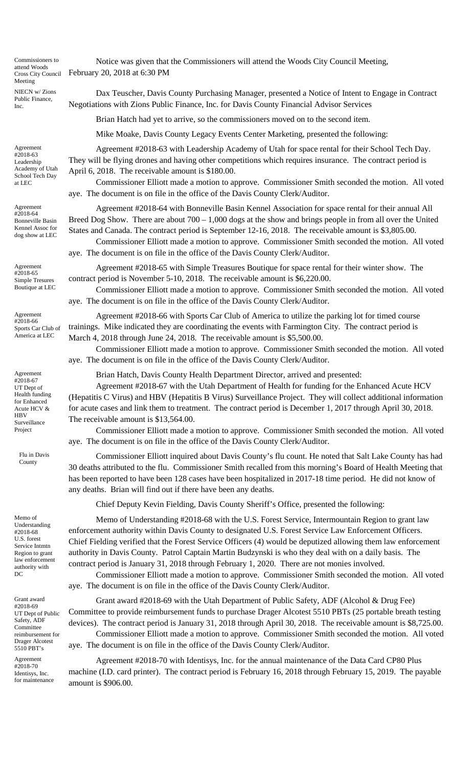Commissioners to attend Woods Cross City Council Meeting

Notice was given that the Commissioners will attend the Woods City Council Meeting, February 20, 2018 at 6:30 PM

NIECN w/ Zions Public Finance, Inc.

Dax Teuscher, Davis County Purchasing Manager, presented a Notice of Intent to Engage in Contract Negotiations with Zions Public Finance, Inc. for Davis County Financial Advisor Services

Brian Hatch had yet to arrive, so the commissioners moved on to the second item.

Mike Moake, Davis County Legacy Events Center Marketing, presented the following:

Agreement #2018-63 Leadership Academy of Utah School Tech Day at LEC

Agreement #2018-63 with Leadership Academy of Utah for space rental for their School Tech Day. They will be flying drones and having other competitions which requires insurance. The contract period is April 6, 2018. The receivable amount is $180.00.

Commissioner Elliott made a motion to approve. Commissioner Smith seconded the motion. All voted aye. The document is on file in the office of the Davis County Clerk/Auditor.

Agreement #2018-64 Bonneville Basin Kennel Assoc for dog show at LEC

Agreement #2018-64 with Bonneville Basin Kennel Association for space rental for their annual All Breed Dog Show. There are about 700 – 1,000 dogs at the show and brings people in from all over the United States and Canada. The contract period is September 12-16, 2018. The receivable amount is $3,805.00.

Commissioner Elliott made a motion to approve. Commissioner Smith seconded the motion. All voted aye. The document is on file in the office of the Davis County Clerk/Auditor.

Agreement #2018-65 Simple Tresures Boutique at LEC

Agreement #2018-65 with Simple Treasures Boutique for space rental for their winter show. The contract period is November 5-10, 2018. The receivable amount is $6,220.00.

Commissioner Elliott made a motion to approve. Commissioner Smith seconded the motion. All voted aye. The document is on file in the office of the Davis County Clerk/Auditor.

Agreement #2018-66 Sports Car Club of America at LEC

Agreement #2018-66 with Sports Car Club of America to utilize the parking lot for timed course trainings. Mike indicated they are coordinating the events with Farmington City. The contract period is March 4, 2018 through June 24, 2018. The receivable amount is $5,500.00.

Commissioner Elliott made a motion to approve. Commissioner Smith seconded the motion. All voted aye. The document is on file in the office of the Davis County Clerk/Auditor.

Agreement #2018-67 UT Dept of Health funding for Enhanced Acute HCV & HBV Surveillance Project

Brian Hatch, Davis County Health Department Director, arrived and presented:

Agreement #2018-67 with the Utah Department of Health for funding for the Enhanced Acute HCV (Hepatitis C Virus) and HBV (Hepatitis B Virus) Surveillance Project. They will collect additional information for acute cases and link them to treatment. The contract period is December 1, 2017 through April 30, 2018. The receivable amount is $13,564.00.

Commissioner Elliott made a motion to approve. Commissioner Smith seconded the motion. All voted aye. The document is on file in the office of the Davis County Clerk/Auditor.

Flu in Davis County

Commissioner Elliott inquired about Davis County's flu count. He noted that Salt Lake County has had 30 deaths attributed to the flu. Commissioner Smith recalled from this morning's Board of Health Meeting that has been reported to have been 128 cases have been hospitalized in 2017-18 time period. He did not know of any deaths. Brian will find out if there have been any deaths.

Chief Deputy Kevin Fielding, Davis County Sheriff's Office, presented the following:

Memo of Understanding #2018-68 U.S. forest Service Intmtn Region to grant law enforcement authority with DC

Memo of Understanding #2018-68 with the U.S. Forest Service, Intermountain Region to grant law enforcement authority within Davis County to designated U.S. Forest Service Law Enforcement Officers. Chief Fielding verified that the Forest Service Officers (4) would be deputized allowing them law enforcement authority in Davis County. Patrol Captain Martin Budzynski is who they deal with on a daily basis. The contract period is January 31, 2018 through February 1, 2020. There are not monies involved.

Commissioner Elliott made a motion to approve. Commissioner Smith seconded the motion. All voted aye. The document is on file in the office of the Davis County Clerk/Auditor.

Grant award #2018-69 UT Dept of Public Safety, ADF Committee reimbursement for Drager Alcotest 5510 PBT's

Grant award #2018-69 with the Utah Department of Public Safety, ADF (Alcohol & Drug Fee) Committee to provide reimbursement funds to purchase Drager Alcotest 5510 PBTs (25 portable breath testing devices). The contract period is January 31, 2018 through April 30, 2018. The receivable amount is $8,725.00.

Commissioner Elliott made a motion to approve. Commissioner Smith seconded the motion. All voted aye. The document is on file in the office of the Davis County Clerk/Auditor.

Agreement #2018-70 Identisys, Inc. for maintenance

Agreement #2018-70 with Identisys, Inc. for the annual maintenance of the Data Card CP80 Plus machine (I.D. card printer). The contract period is February 16, 2018 through February 15, 2019. The payable amount is $906.00.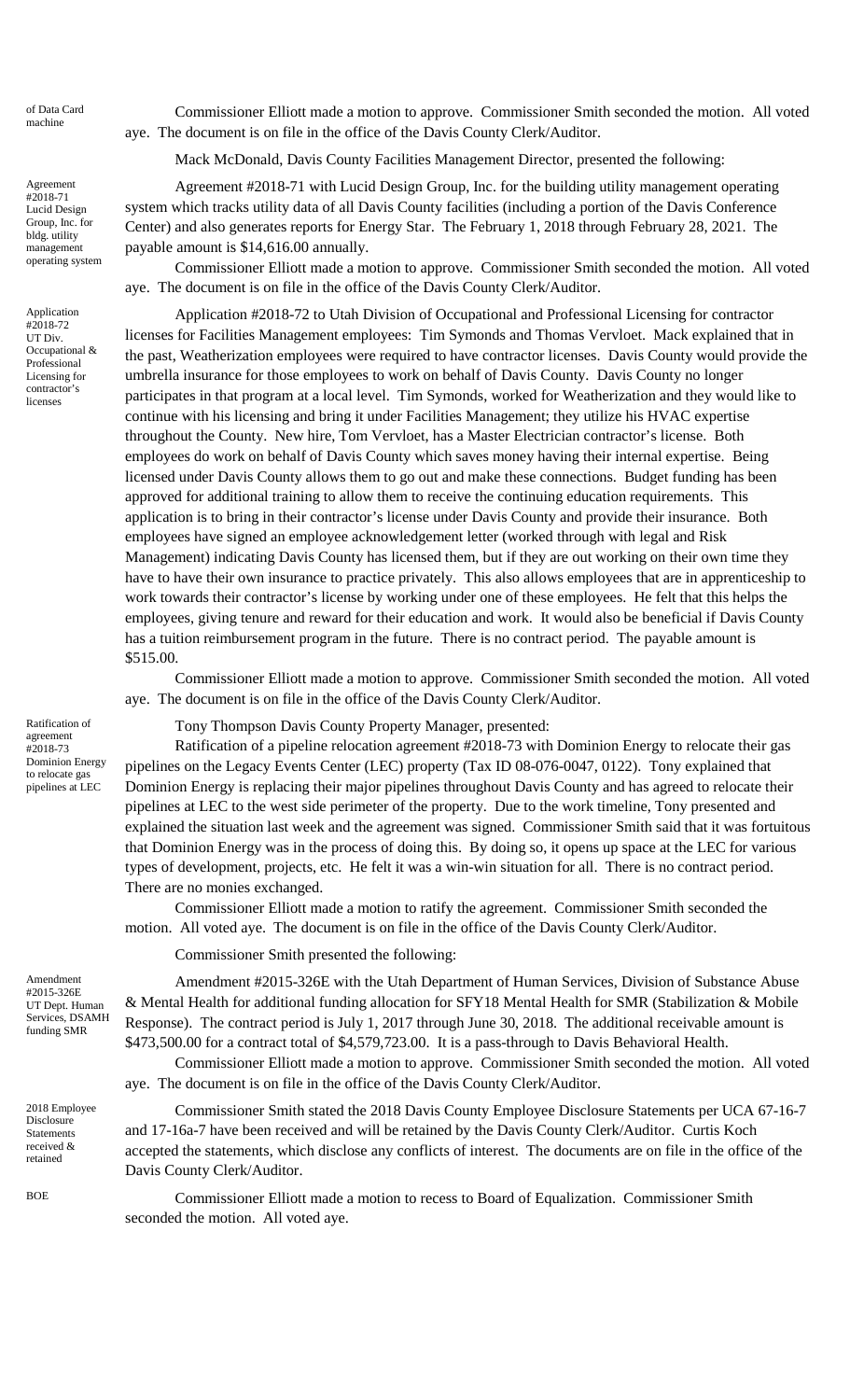of Data Card machine

Commissioner Elliott made a motion to approve. Commissioner Smith seconded the motion. All voted aye. The document is on file in the office of the Davis County Clerk/Auditor.

Mack McDonald, Davis County Facilities Management Director, presented the following:

Agreement #2018-71 Lucid Design Group, Inc. for bldg. utility management operating system

Agreement #2018-71 with Lucid Design Group, Inc. for the building utility management operating system which tracks utility data of all Davis County facilities (including a portion of the Davis Conference Center) and also generates reports for Energy Star. The February 1, 2018 through February 28, 2021. The payable amount is $14,616.00 annually.

Commissioner Elliott made a motion to approve. Commissioner Smith seconded the motion. All voted aye. The document is on file in the office of the Davis County Clerk/Auditor.

Application #2018-72 UT Div. Occupational & Professional Licensing for contractor's licenses

Application #2018-72 to Utah Division of Occupational and Professional Licensing for contractor licenses for Facilities Management employees: Tim Symonds and Thomas Vervloet. Mack explained that in the past, Weatherization employees were required to have contractor licenses. Davis County would provide the umbrella insurance for those employees to work on behalf of Davis County. Davis County no longer participates in that program at a local level. Tim Symonds, worked for Weatherization and they would like to continue with his licensing and bring it under Facilities Management; they utilize his HVAC expertise throughout the County. New hire, Tom Vervloet, has a Master Electrician contractor's license. Both employees do work on behalf of Davis County which saves money having their internal expertise. Being licensed under Davis County allows them to go out and make these connections. Budget funding has been approved for additional training to allow them to receive the continuing education requirements. This application is to bring in their contractor's license under Davis County and provide their insurance. Both employees have signed an employee acknowledgement letter (worked through with legal and Risk Management) indicating Davis County has licensed them, but if they are out working on their own time they have to have their own insurance to practice privately. This also allows employees that are in apprenticeship to work towards their contractor's license by working under one of these employees. He felt that this helps the employees, giving tenure and reward for their education and work. It would also be beneficial if Davis County has a tuition reimbursement program in the future. There is no contract period. The payable amount is $515.00.

Commissioner Elliott made a motion to approve. Commissioner Smith seconded the motion. All voted aye. The document is on file in the office of the Davis County Clerk/Auditor.

Ratification of agreement #2018-73 Dominion Energy to relocate gas pipelines at LEC

Tony Thompson Davis County Property Manager, presented:

Ratification of a pipeline relocation agreement #2018-73 with Dominion Energy to relocate their gas pipelines on the Legacy Events Center (LEC) property (Tax ID 08-076-0047, 0122). Tony explained that Dominion Energy is replacing their major pipelines throughout Davis County and has agreed to relocate their pipelines at LEC to the west side perimeter of the property. Due to the work timeline, Tony presented and explained the situation last week and the agreement was signed. Commissioner Smith said that it was fortuitous that Dominion Energy was in the process of doing this. By doing so, it opens up space at the LEC for various types of development, projects, etc. He felt it was a win-win situation for all. There is no contract period. There are no monies exchanged.

Commissioner Elliott made a motion to ratify the agreement. Commissioner Smith seconded the motion. All voted aye. The document is on file in the office of the Davis County Clerk/Auditor.

Commissioner Smith presented the following:

Amendment #2015-326E UT Dept. Human Services, DSAMH funding SMR

Amendment #2015-326E with the Utah Department of Human Services, Division of Substance Abuse & Mental Health for additional funding allocation for SFY18 Mental Health for SMR (Stabilization & Mobile Response). The contract period is July 1, 2017 through June 30, 2018. The additional receivable amount is $473,500.00 for a contract total of $4,579,723.00. It is a pass-through to Davis Behavioral Health.

Commissioner Elliott made a motion to approve. Commissioner Smith seconded the motion. All voted aye. The document is on file in the office of the Davis County Clerk/Auditor.

2018 Employee Disclosure Statements received & retained

Commissioner Smith stated the 2018 Davis County Employee Disclosure Statements per UCA 67-16-7 and 17-16a-7 have been received and will be retained by the Davis County Clerk/Auditor. Curtis Koch accepted the statements, which disclose any conflicts of interest. The documents are on file in the office of the Davis County Clerk/Auditor.

BOE

Commissioner Elliott made a motion to recess to Board of Equalization. Commissioner Smith seconded the motion. All voted aye.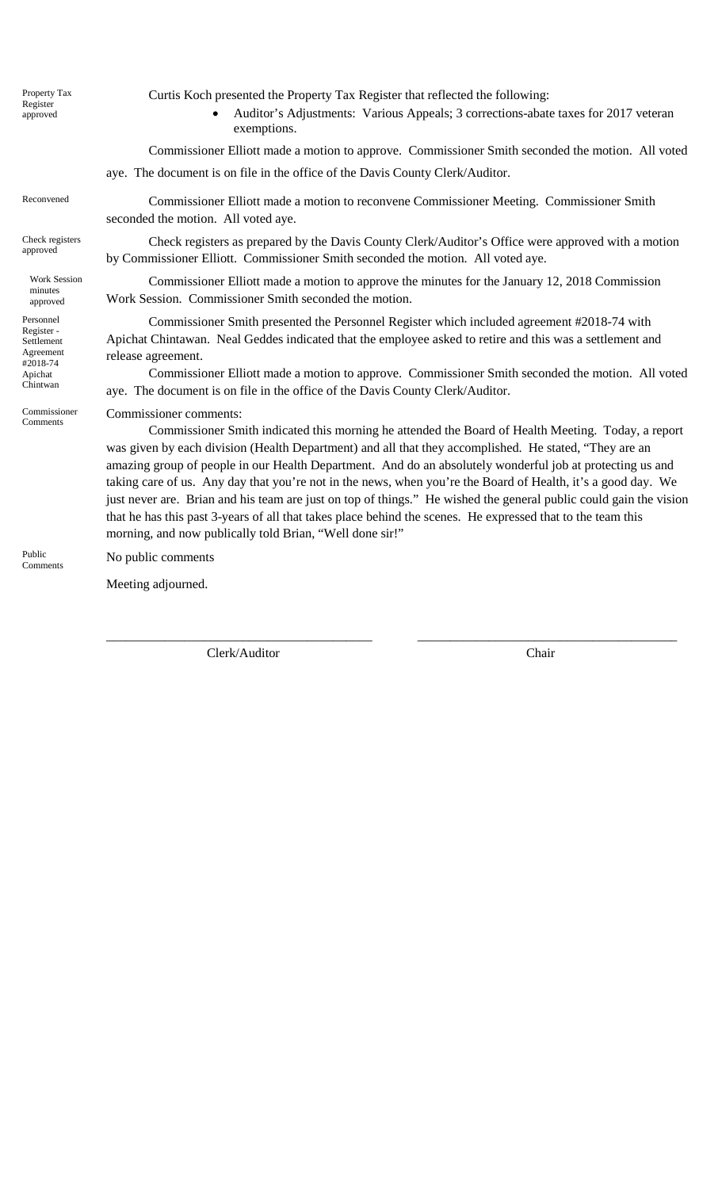Property Tax Register approved

Curtis Koch presented the Property Tax Register that reflected the following:

- Auditor's Adjustments: Various Appeals; 3 corrections-abate taxes for 2017 veteran exemptions.

Commissioner Elliott made a motion to approve. Commissioner Smith seconded the motion. All voted aye. The document is on file in the office of the Davis County Clerk/Auditor.

Reconvened

Commissioner Elliott made a motion to reconvene Commissioner Meeting. Commissioner Smith seconded the motion. All voted aye.

Check registers approved

Check registers as prepared by the Davis County Clerk/Auditor's Office were approved with a motion by Commissioner Elliott. Commissioner Smith seconded the motion. All voted aye.

Work Session minutes approved

Commissioner Elliott made a motion to approve the minutes for the January 12, 2018 Commission Work Session. Commissioner Smith seconded the motion.

Personnel Register - Settlement Agreement #2018-74 Apichat Chintwan

Commissioner Smith presented the Personnel Register which included agreement #2018-74 with Apichat Chintawan. Neal Geddes indicated that the employee asked to retire and this was a settlement and release agreement.

Commissioner Elliott made a motion to approve. Commissioner Smith seconded the motion. All voted aye. The document is on file in the office of the Davis County Clerk/Auditor.

Commissioner Comments

Commissioner comments:

Commissioner Smith indicated this morning he attended the Board of Health Meeting. Today, a report was given by each division (Health Department) and all that they accomplished. He stated, "They are an amazing group of people in our Health Department. And do an absolutely wonderful job at protecting us and taking care of us. Any day that you're not in the news, when you're the Board of Health, it's a good day. We just never are. Brian and his team are just on top of things." He wished the general public could gain the vision that he has this past 3-years of all that takes place behind the scenes. He expressed that to the team this morning, and now publically told Brian, "Well done sir!"

Public Comments

No public comments

Meeting adjourned.

\_\_\_\_\_\_\_\_\_\_\_\_\_\_\_\_\_\_\_\_\_\_\_\_\_\_\_\_\_\_\_\_\_\_\_\_\_\_\_\_
Clerk/Auditor

\_\_\_\_\_\_\_\_\_\_\_\_\_\_\_\_\_\_\_\_\_\_\_\_\_\_\_\_\_\_\_\_\_\_\_\_\_\_\_\_
Chair